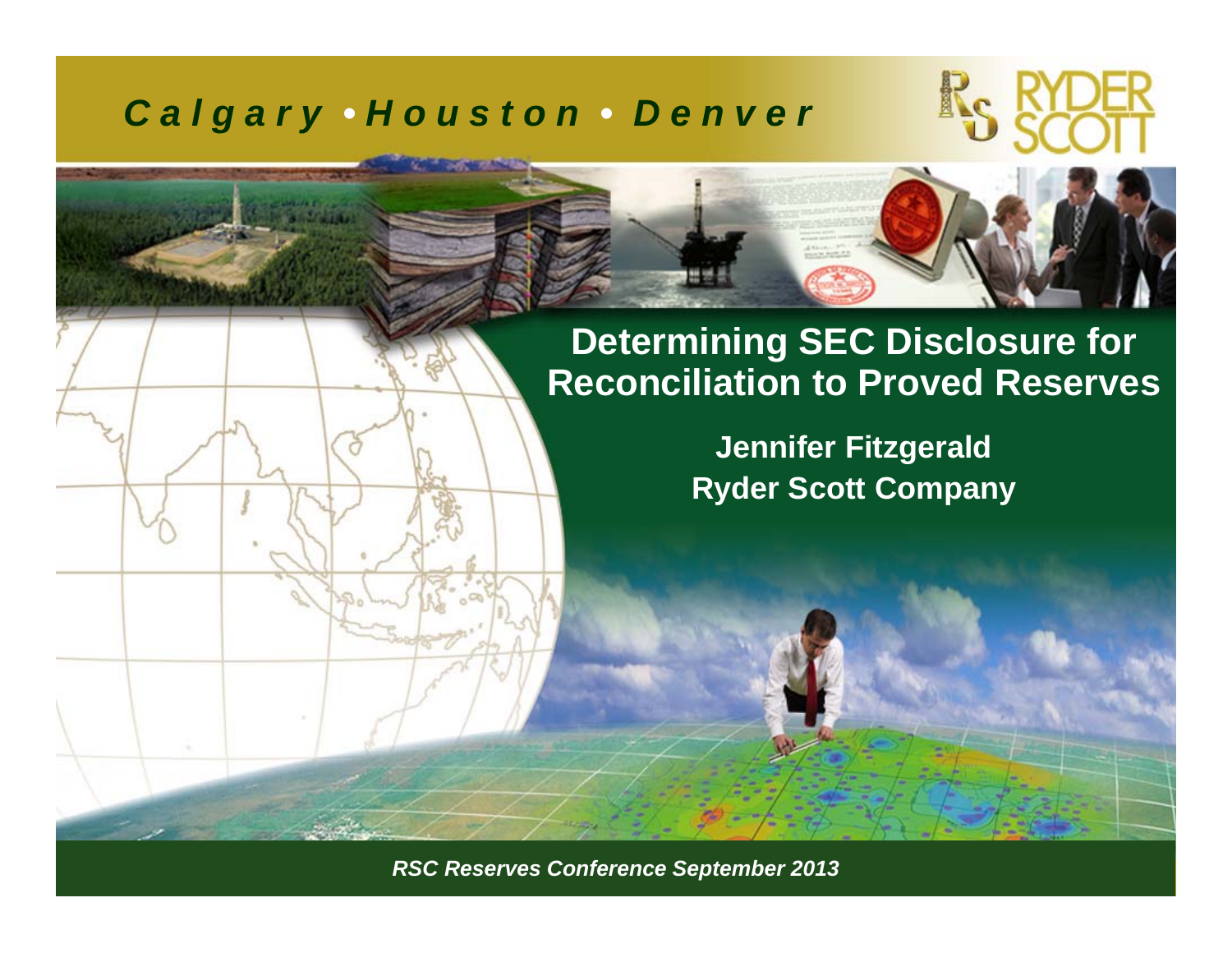*Calgary • Houston • Denver*

# Determining SEC Disclosure for Reconciliation to Proved Reserves

**Jennifer Fitzgerald**
**Ryder Scott Company**

*RSC Reserves Conference September 2013*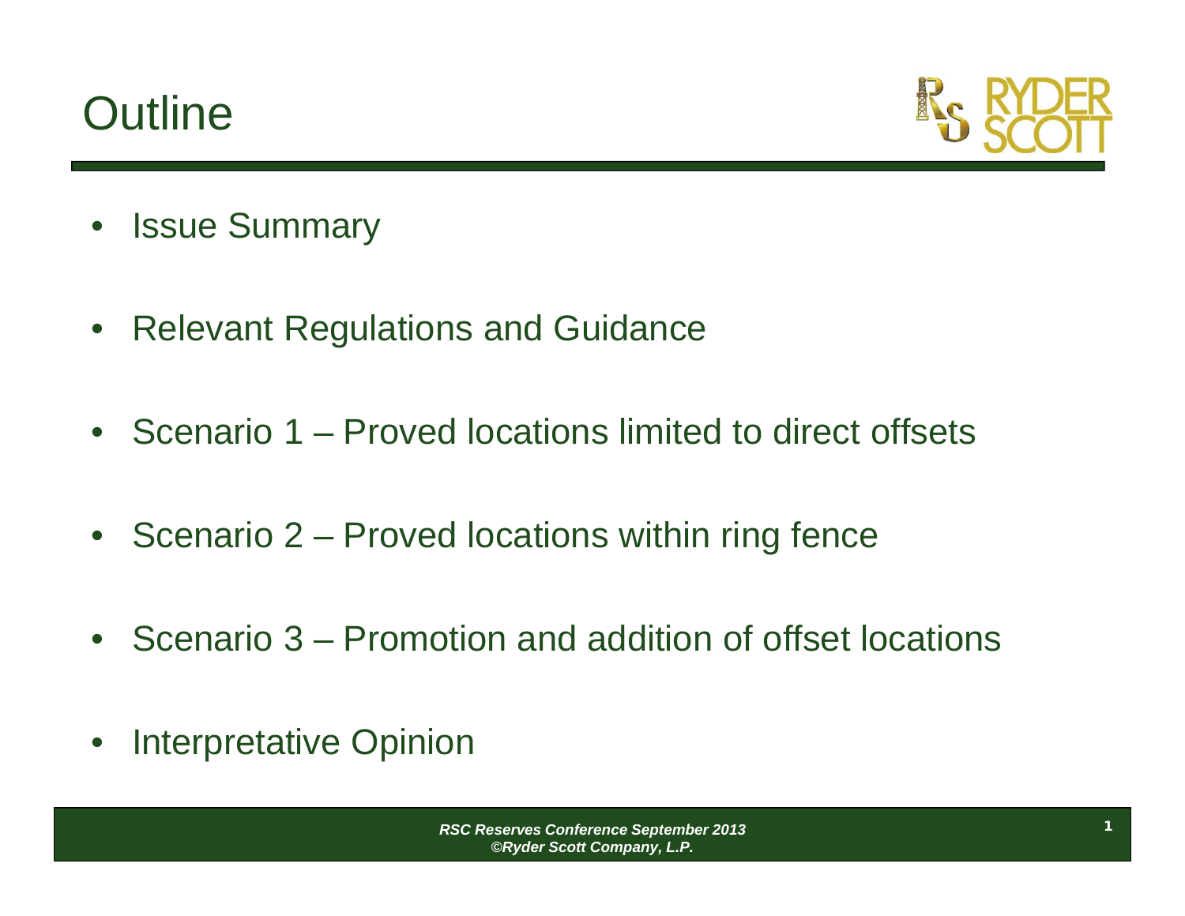# Outline

- Issue Summary
- Relevant Regulations and Guidance
- Scenario 1 – Proved locations limited to direct offsets
- Scenario 2 – Proved locations within ring fence
- Scenario 3 – Promotion and addition of offset locations
- Interpretative Opinion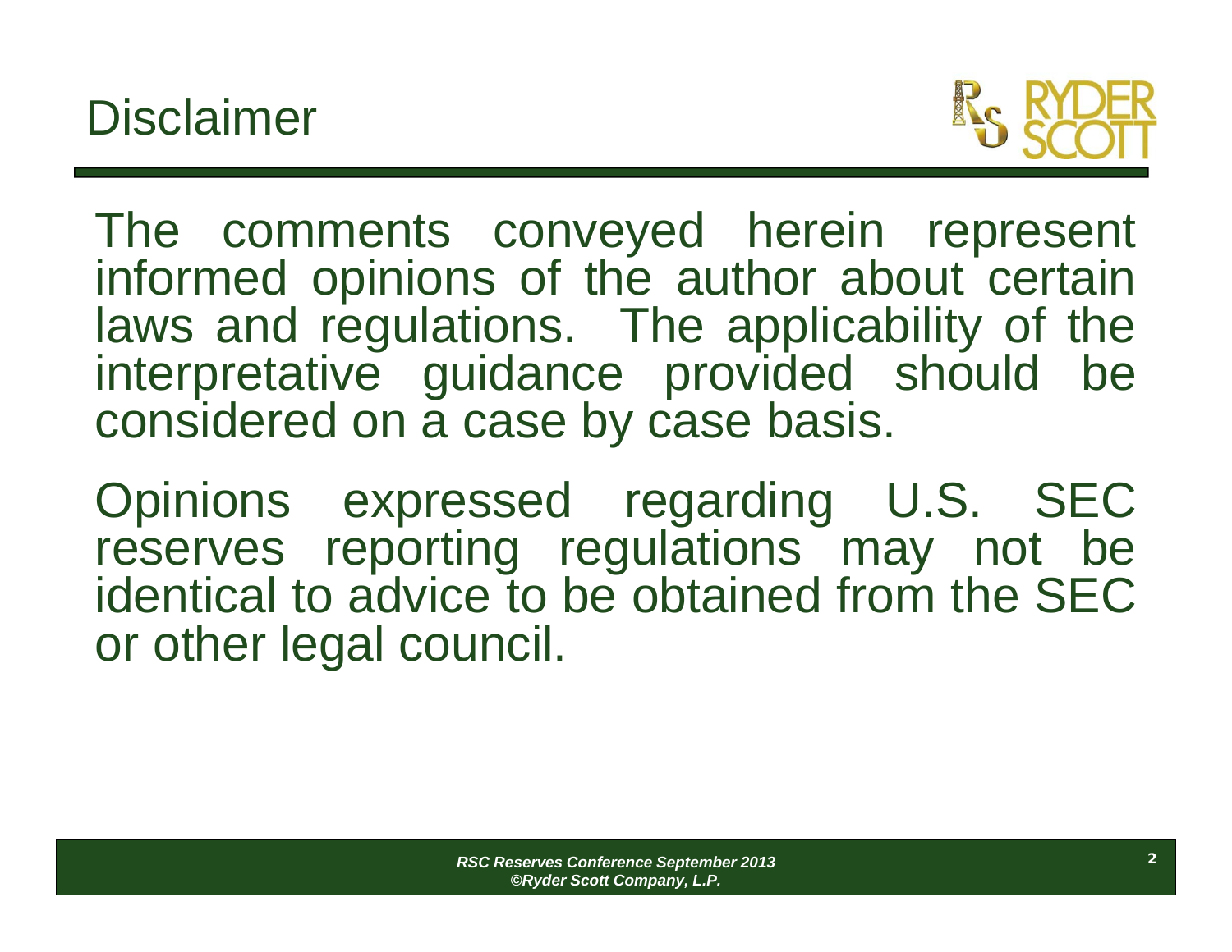# Disclaimer

The comments conveyed herein represent informed opinions of the author about certain laws and regulations. The applicability of the interpretative guidance provided should be considered on a case by case basis.

Opinions expressed regarding U.S. SEC reserves reporting regulations may not be identical to advice to be obtained from the SEC or other legal council.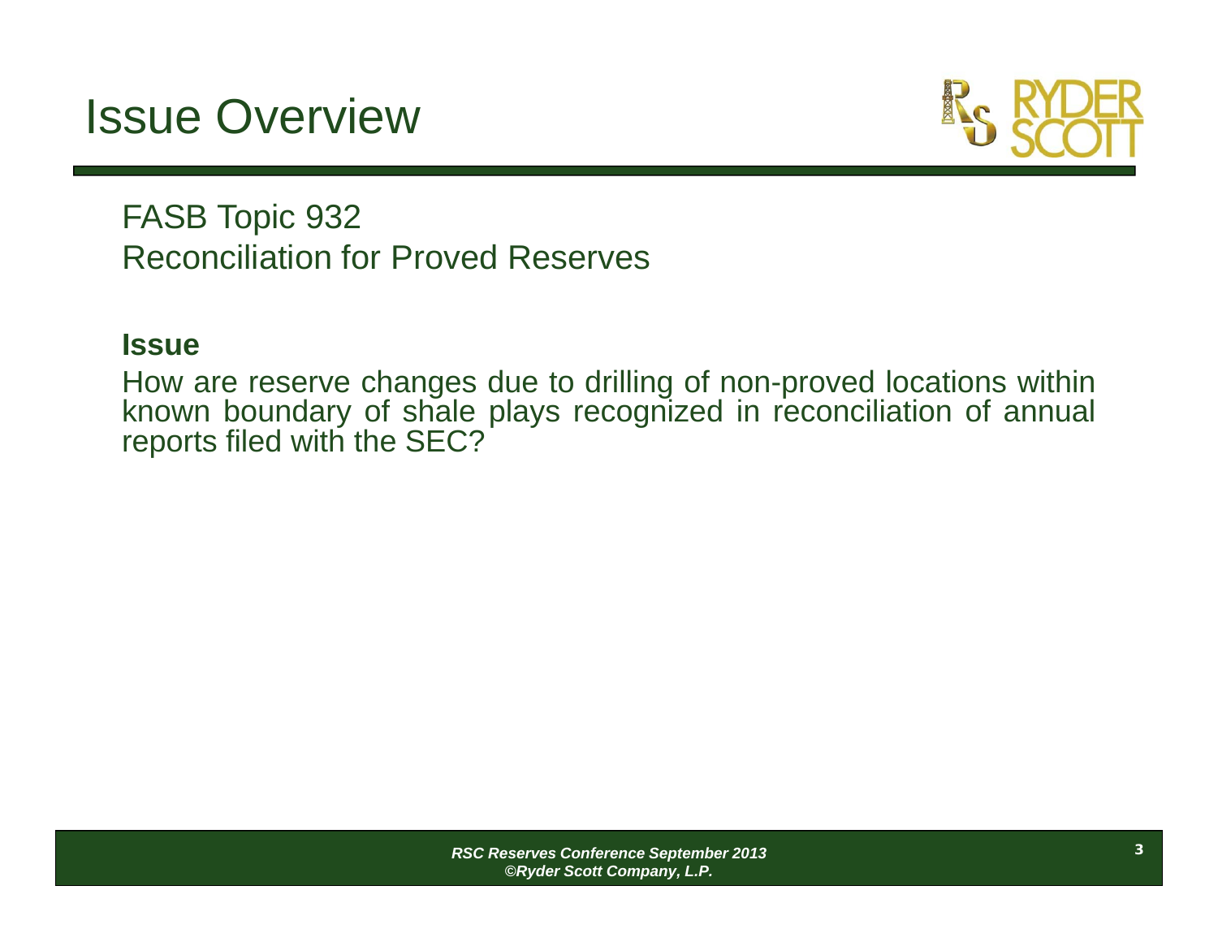# Issue Overview

FASB Topic 932
Reconciliation for Proved Reserves

**Issue**

How are reserve changes due to drilling of non-proved locations within known boundary of shale plays recognized in reconciliation of annual reports filed with the SEC?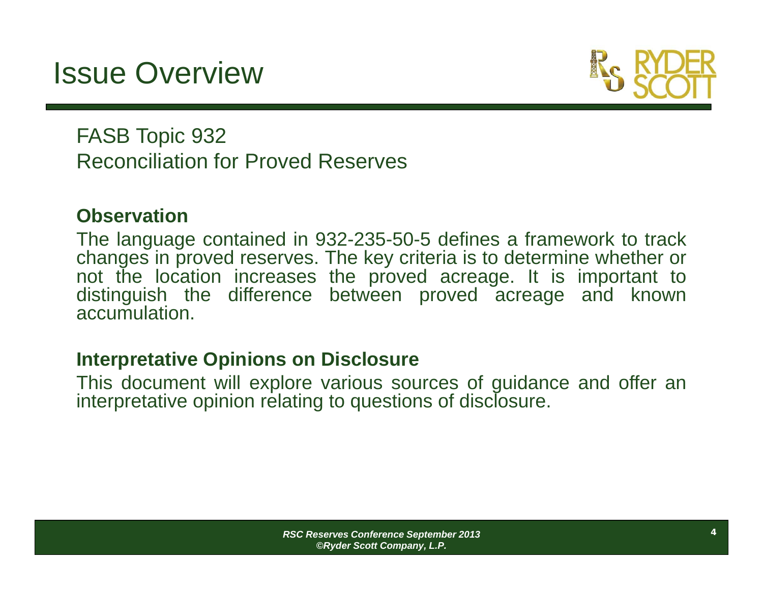# Issue Overview

FASB Topic 932
Reconciliation for Proved Reserves

**Observation**

The language contained in 932-235-50-5 defines a framework to track changes in proved reserves. The key criteria is to determine whether or not the location increases the proved acreage. It is important to distinguish the difference between proved acreage and known accumulation.

**Interpretative Opinions on Disclosure**

This document will explore various sources of guidance and offer an interpretative opinion relating to questions of disclosure.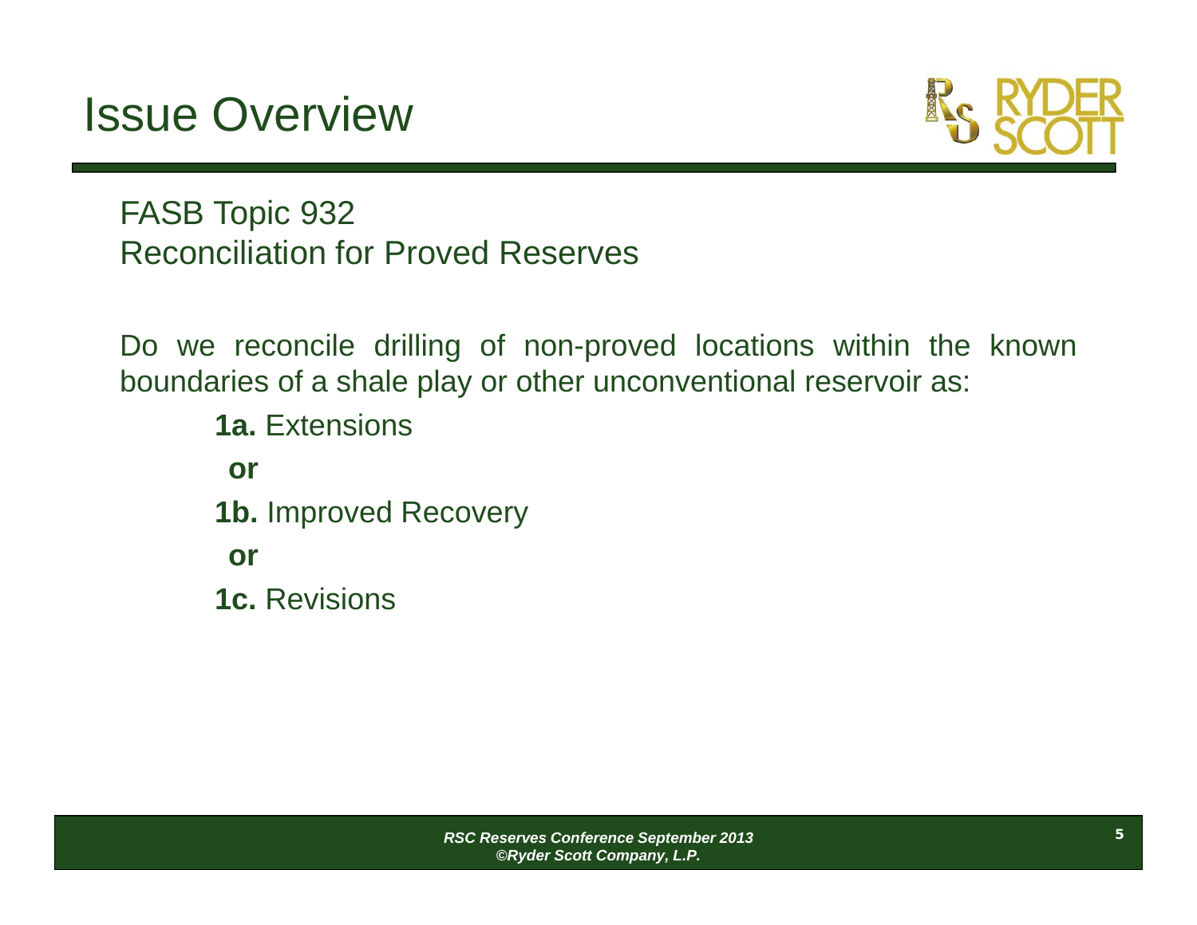# Issue Overview

FASB Topic 932
Reconciliation for Proved Reserves

Do we reconcile drilling of non-proved locations within the known boundaries of a shale play or other unconventional reservoir as:

**1a.** Extensions

**or**

**1b.** Improved Recovery

**or**

**1c.** Revisions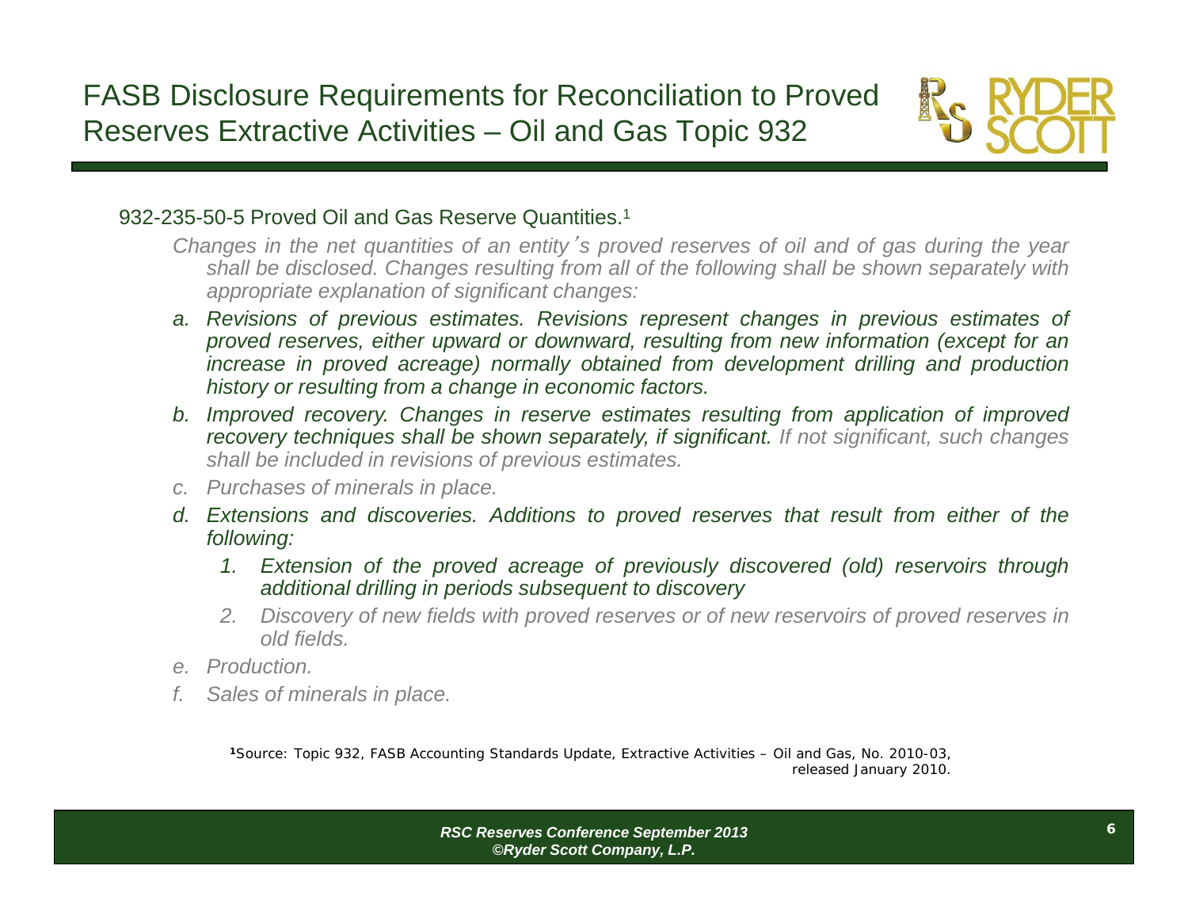# FASB Disclosure Requirements for Reconciliation to Proved Reserves Extractive Activities – Oil and Gas Topic 932

932-235-50-5 Proved Oil and Gas Reserve Quantities.[1]

*Changes in the net quantities of an entity's proved reserves of oil and of gas during the year shall be disclosed. Changes resulting from all of the following shall be shown separately with appropriate explanation of significant changes:*

a. *Revisions of previous estimates. Revisions represent changes in previous estimates of proved reserves, either upward or downward, resulting from new information (except for an increase in proved acreage) normally obtained from development drilling and production history or resulting from a change in economic factors.*
b. *Improved recovery. Changes in reserve estimates resulting from application of improved recovery techniques shall be shown separately, if significant. If not significant, such changes shall be included in revisions of previous estimates.*
c. *Purchases of minerals in place.*
d. *Extensions and discoveries. Additions to proved reserves that result from either of the following:*
   1. *Extension of the proved acreage of previously discovered (old) reservoirs through additional drilling in periods subsequent to discovery*
   2. *Discovery of new fields with proved reserves or of new reservoirs of proved reserves in old fields.*
e. *Production.*
f. *Sales of minerals in place.*

[1]Source: Topic 932, FASB Accounting Standards Update, Extractive Activities – Oil and Gas, No. 2010-03, released January 2010.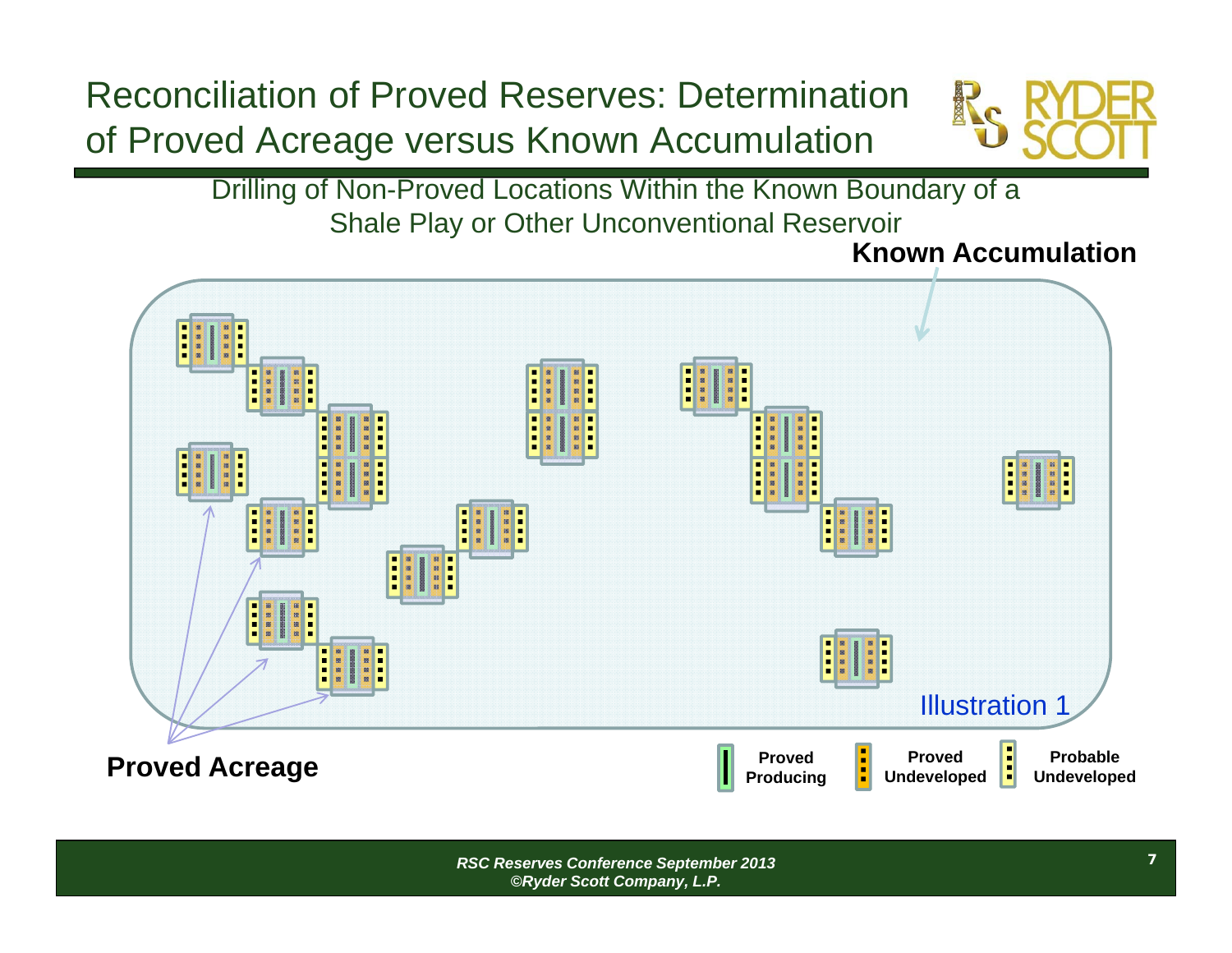# Reconciliation of Proved Reserves: Determination of Proved Acreage versus Known Accumulation

Drilling of Non-Proved Locations Within the Known Boundary of a Shale Play or Other Unconventional Reservoir

**Known Accumulation**

Illustration 1

**Proved Acreage**

**Proved Producing** **Proved Undeveloped** **Probable Undeveloped**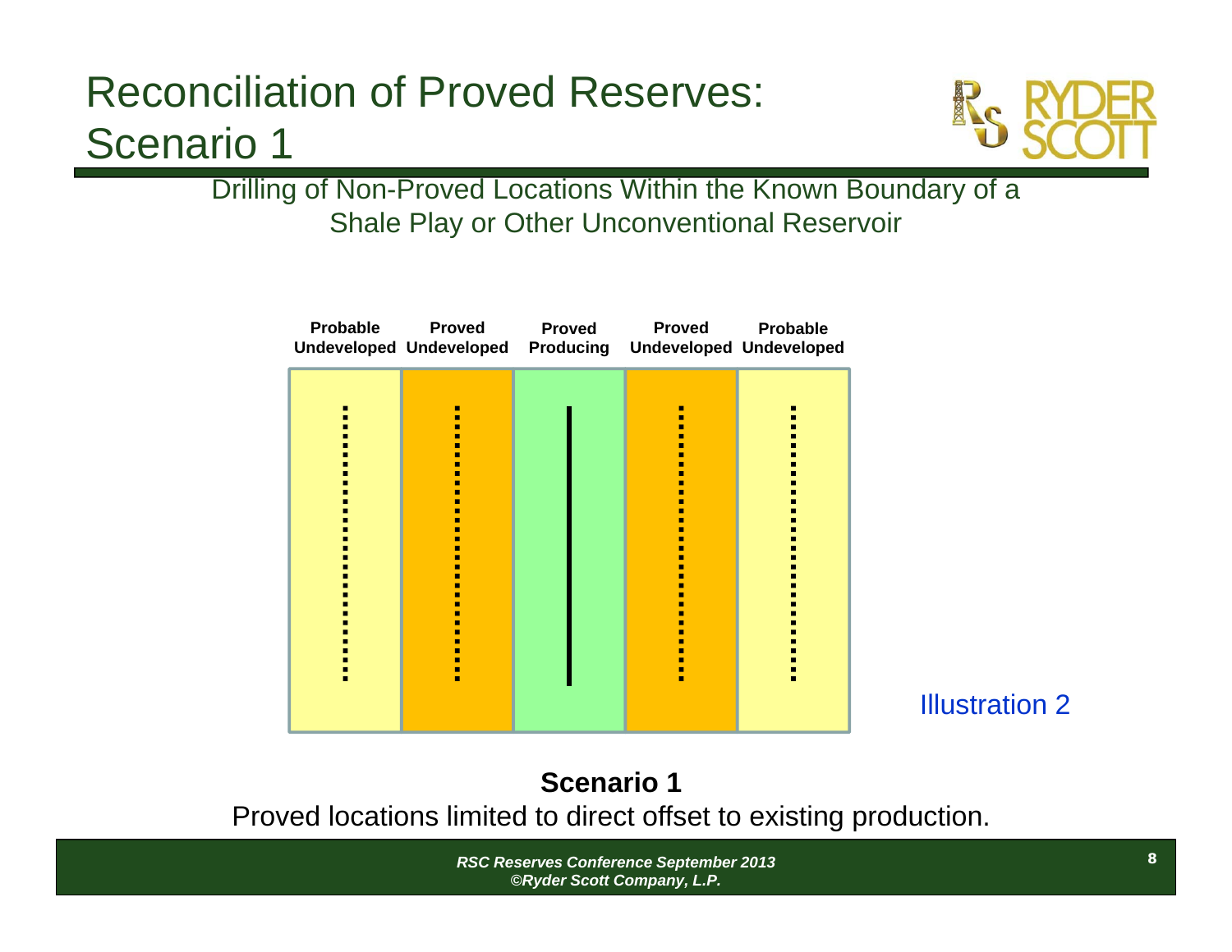# Reconciliation of Proved Reserves: Scenario 1

Drilling of Non-Proved Locations Within the Known Boundary of a Shale Play or Other Unconventional Reservoir

| Probable Undeveloped | Proved Undeveloped | Proved Producing | Proved Undeveloped | Probable Undeveloped |
|---|---|---|---|---|

Illustration 2

**Scenario 1**

Proved locations limited to direct offset to existing production.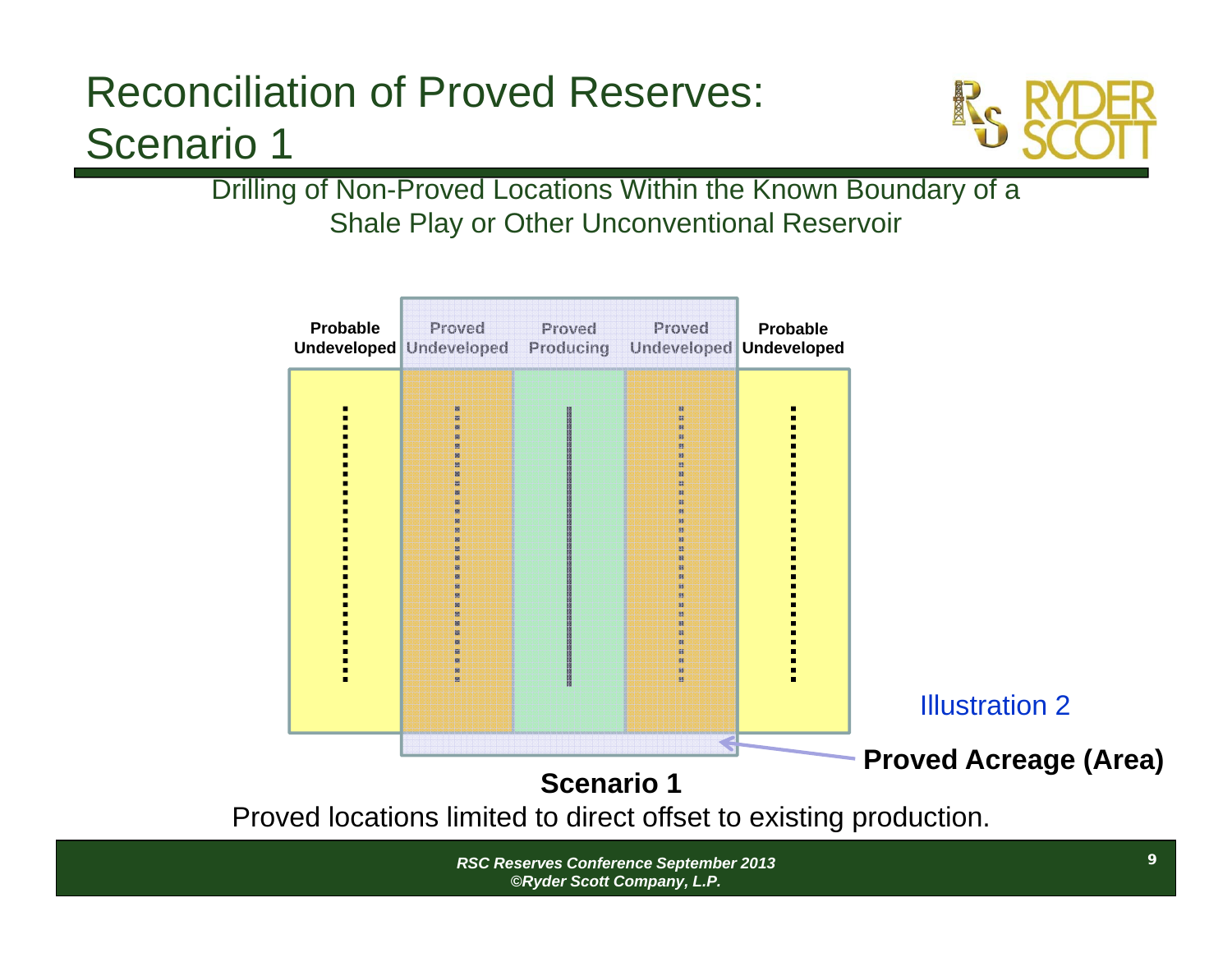# Reconciliation of Proved Reserves: Scenario 1

Drilling of Non-Proved Locations Within the Known Boundary of a Shale Play or Other Unconventional Reservoir

| Probable Undeveloped | Proved Undeveloped | Proved Producing | Proved Undeveloped | Probable Undeveloped |
|---|---|---|---|---|

Illustration 2

**Proved Acreage (Area)**

**Scenario 1**

Proved locations limited to direct offset to existing production.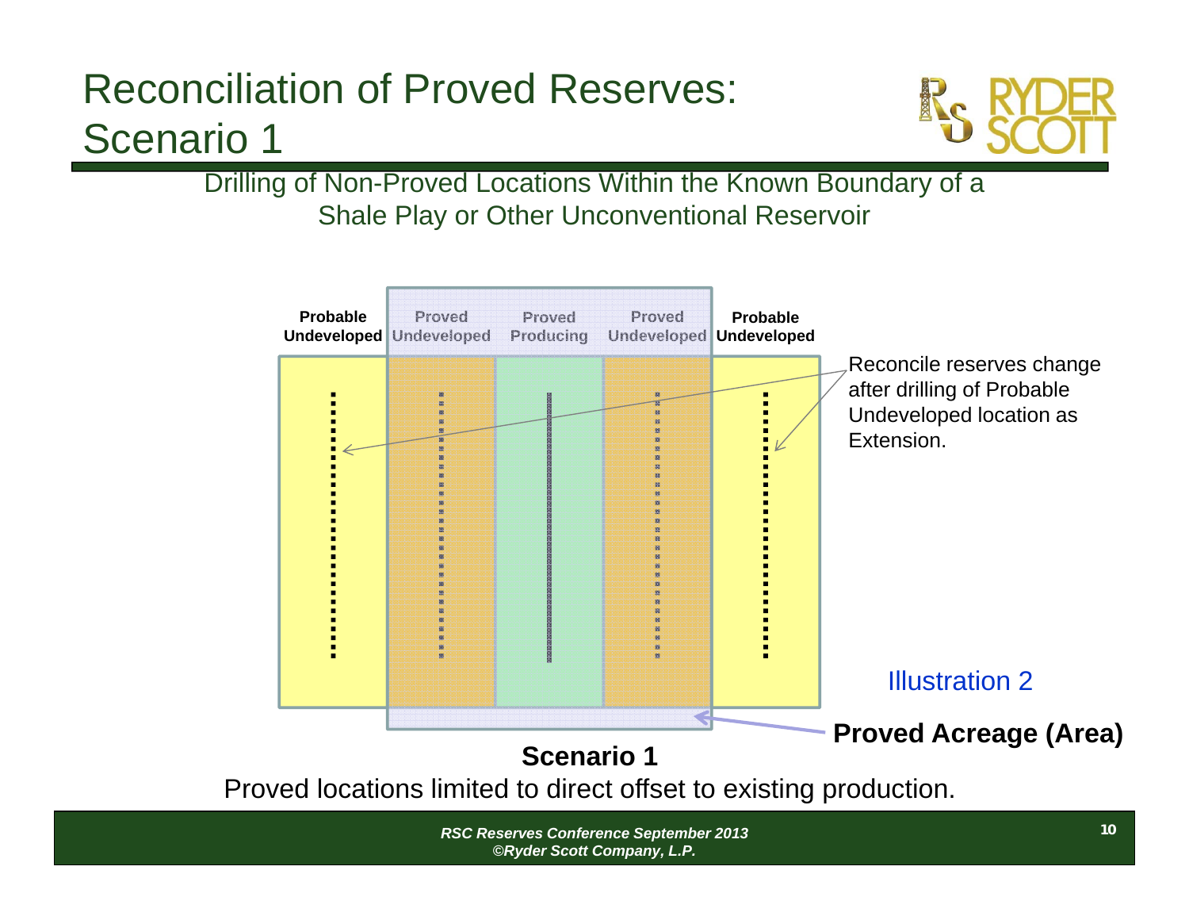# Reconciliation of Proved Reserves: Scenario 1

Drilling of Non-Proved Locations Within the Known Boundary of a Shale Play or Other Unconventional Reservoir

Probable Undeveloped | Proved Undeveloped | Proved Producing | Proved Undeveloped | Probable Undeveloped

Reconcile reserves change after drilling of Probable Undeveloped location as Extension.

Illustration 2

**Proved Acreage (Area)**

**Scenario 1**

Proved locations limited to direct offset to existing production.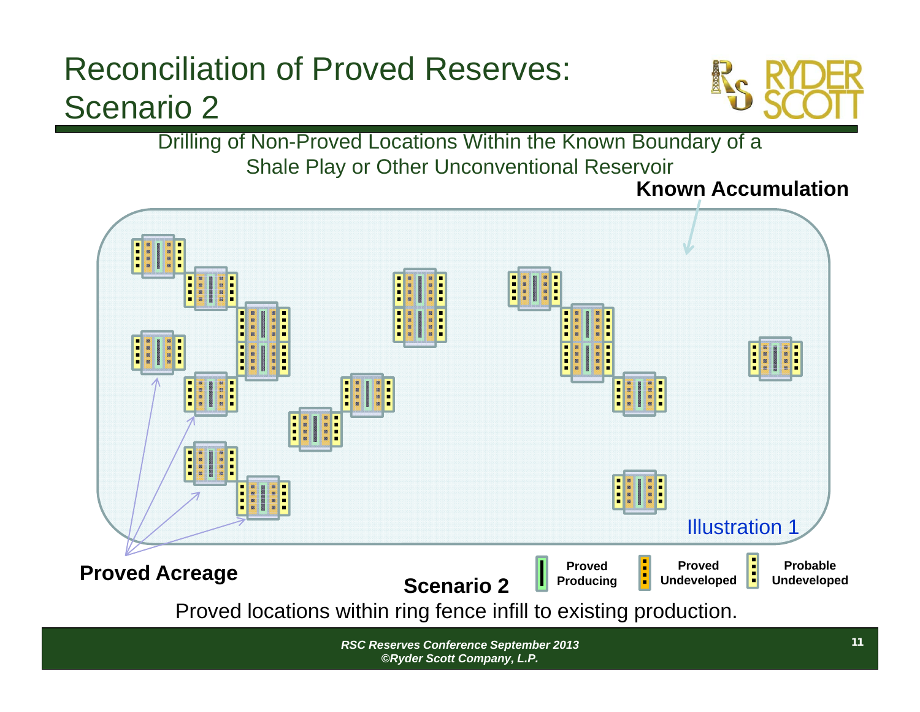# Reconciliation of Proved Reserves: Scenario 2

Drilling of Non-Proved Locations Within the Known Boundary of a Shale Play or Other Unconventional Reservoir

**Known Accumulation**

Illustration 1

**Proved Acreage**

**Scenario 2**

**Proved Producing** | **Proved Undeveloped** | **Probable Undeveloped**

Proved locations within ring fence infill to existing production.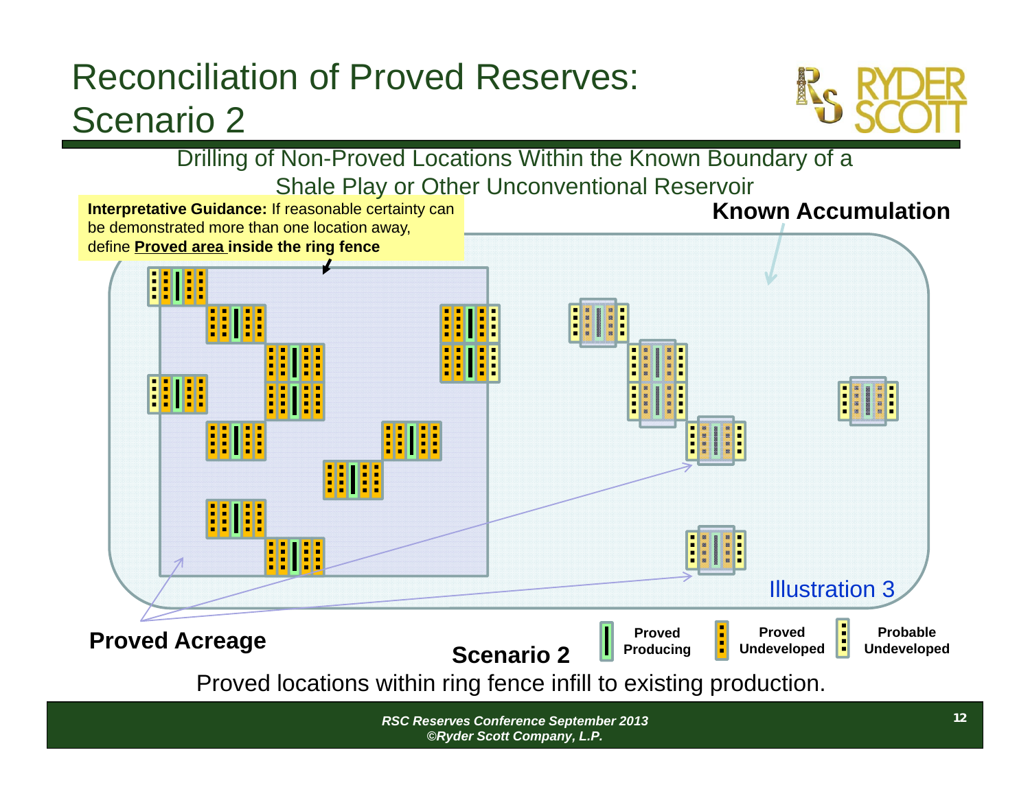# Reconciliation of Proved Reserves: Scenario 2

Drilling of Non-Proved Locations Within the Known Boundary of a Shale Play or Other Unconventional Reservoir

**Interpretative Guidance:** If reasonable certainty can be demonstrated more than one location away, define **Proved area inside the ring fence**

**Known Accumulation**

Illustration 3

**Proved Acreage**

**Scenario 2**

**Proved Producing** | **Proved Undeveloped** | **Probable Undeveloped**

Proved locations within ring fence infill to existing production.

*RSC Reserves Conference September 2013*
*©Ryder Scott Company, L.P.*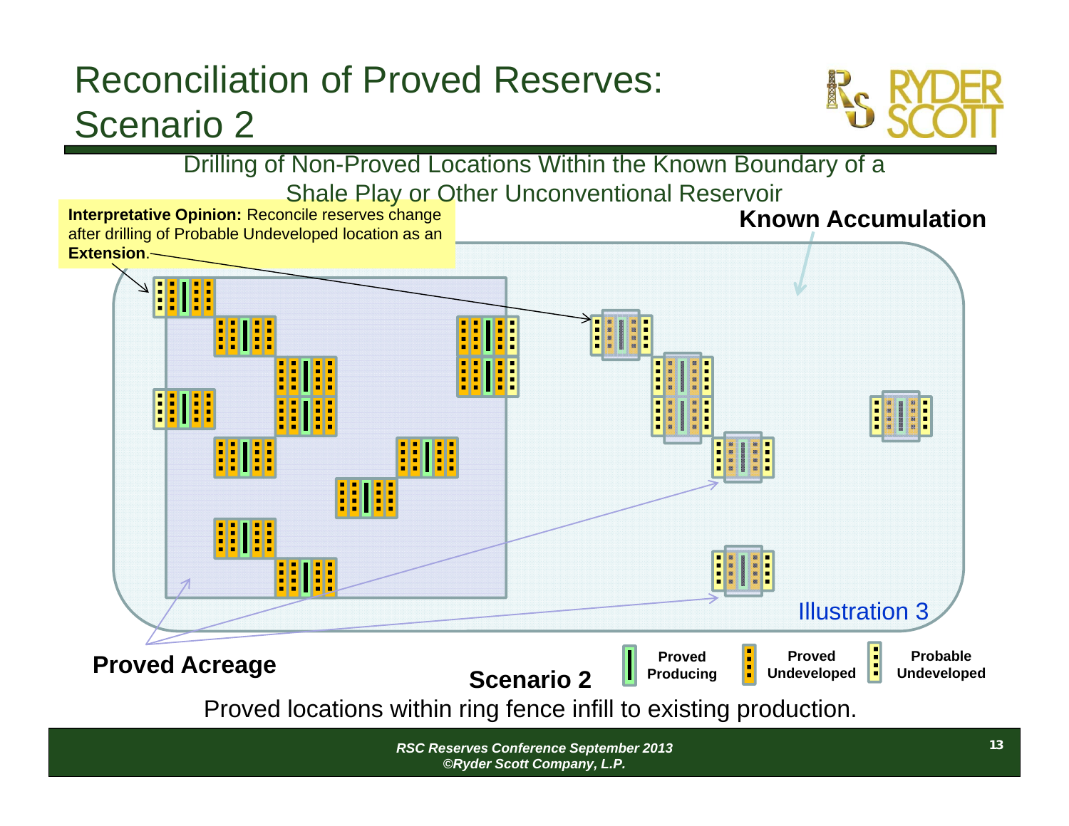# Reconciliation of Proved Reserves: Scenario 2

Drilling of Non-Proved Locations Within the Known Boundary of a Shale Play or Other Unconventional Reservoir

**Interpretative Opinion:** Reconcile reserves change after drilling of Probable Undeveloped location as an **Extension**.

**Known Accumulation**

Illustration 3

**Proved Acreage**

**Scenario 2**

**Proved Producing** | **Proved Undeveloped** | **Probable Undeveloped**

Proved locations within ring fence infill to existing production.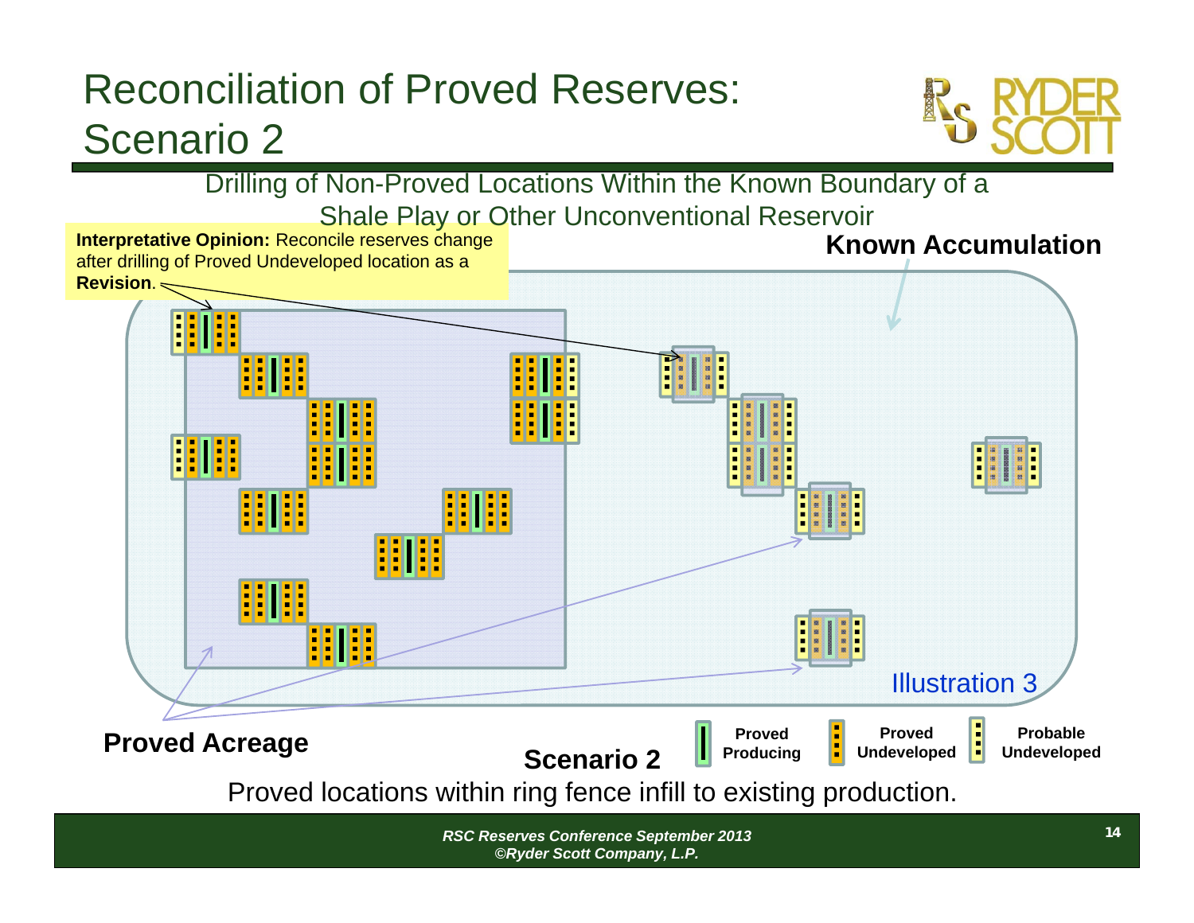# Reconciliation of Proved Reserves: Scenario 2

Drilling of Non-Proved Locations Within the Known Boundary of a Shale Play or Other Unconventional Reservoir

**Interpretative Opinion:** Reconcile reserves change after drilling of Proved Undeveloped location as a **Revision**.

**Known Accumulation**

Illustration 3

**Proved Acreage**

**Scenario 2**

Proved Producing | Proved Undeveloped | Probable Undeveloped

Proved locations within ring fence infill to existing production.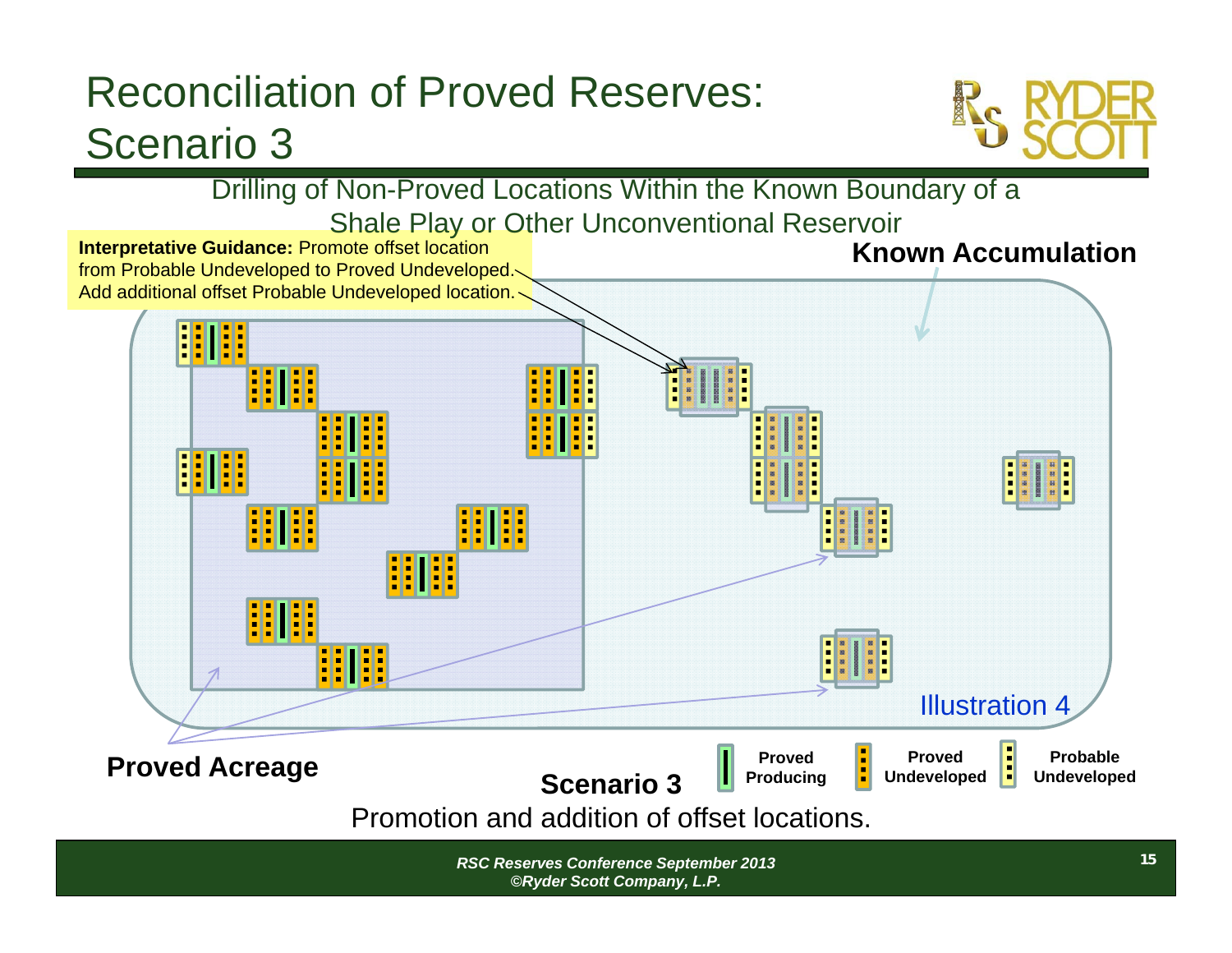# Reconciliation of Proved Reserves: Scenario 3

Drilling of Non-Proved Locations Within the Known Boundary of a Shale Play or Other Unconventional Reservoir

**Interpretative Guidance:** Promote offset location from Probable Undeveloped to Proved Undeveloped. Add additional offset Probable Undeveloped location.

**Known Accumulation**

Illustration 4

**Proved Acreage**

**Proved Producing** | **Proved Undeveloped** | **Probable Undeveloped**

**Scenario 3**

Promotion and addition of offset locations.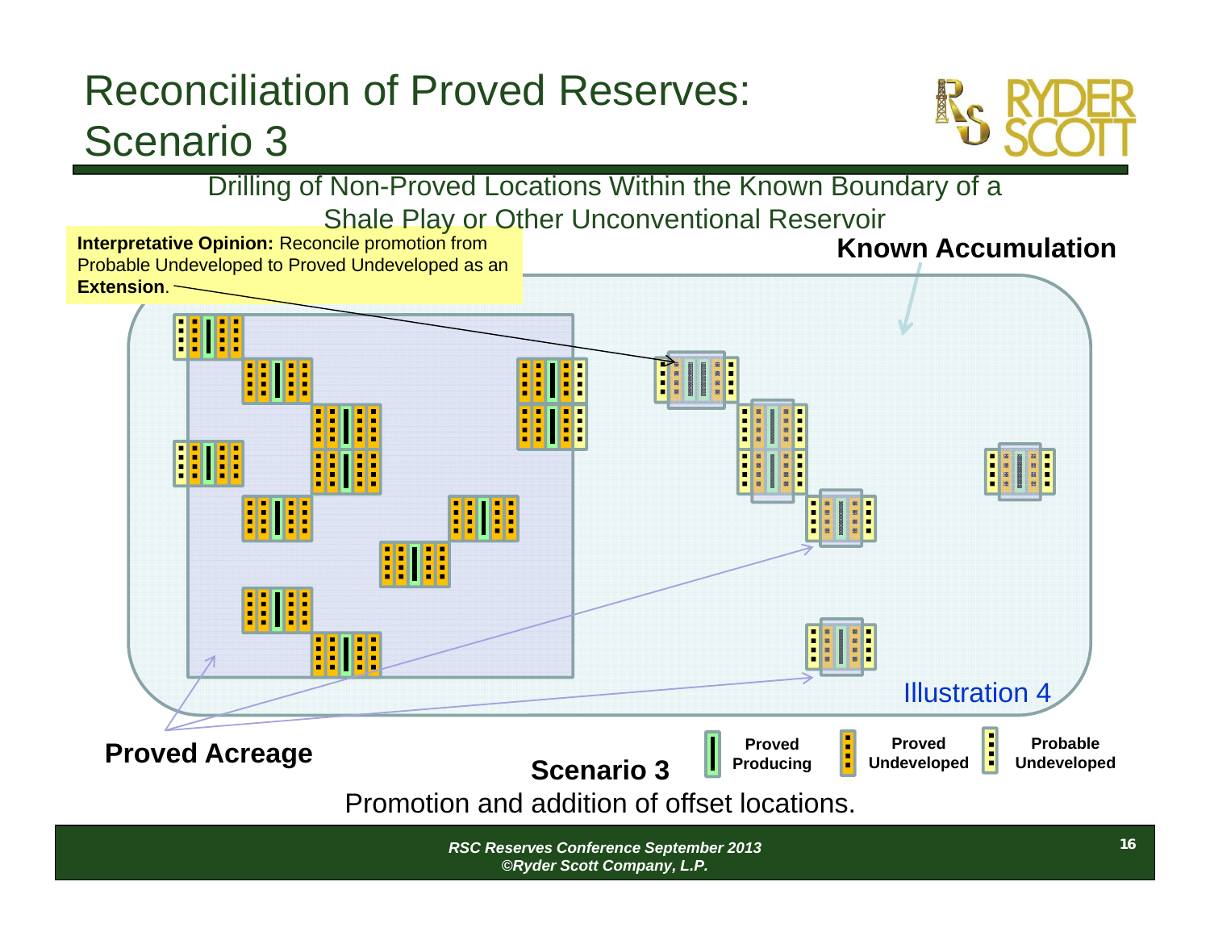# Reconciliation of Proved Reserves: Scenario 3

Drilling of Non-Proved Locations Within the Known Boundary of a Shale Play or Other Unconventional Reservoir

**Interpretative Opinion:** Reconcile promotion from Probable Undeveloped to Proved Undeveloped as an **Extension**.

**Known Accumulation**

Illustration 4

**Proved Acreage**

**Scenario 3**

Promotion and addition of offset locations.

**Proved Producing** | **Proved Undeveloped** | **Probable Undeveloped**

*RSC Reserves Conference September 2013*
*©Ryder Scott Company, L.P.*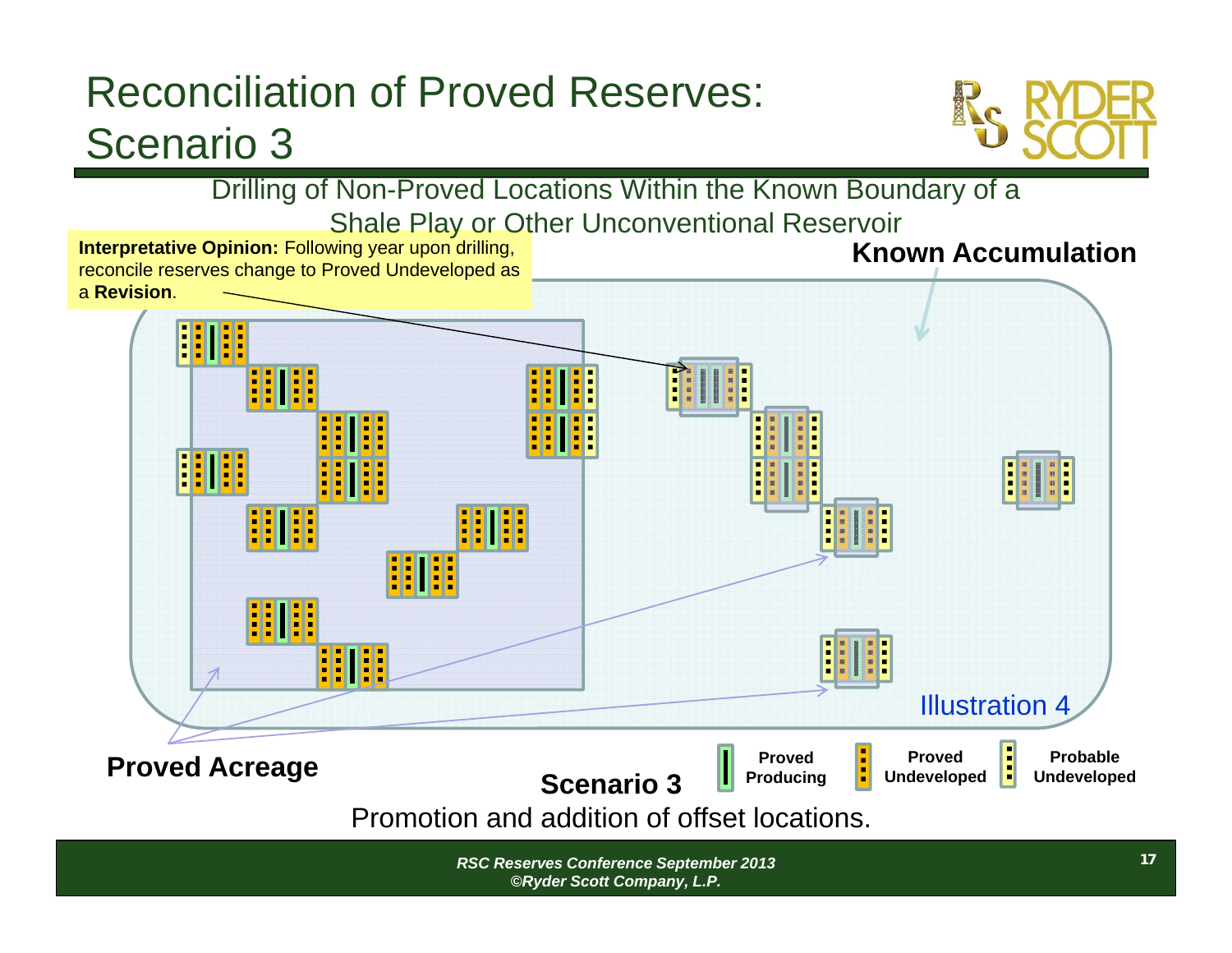# Reconciliation of Proved Reserves: Scenario 3

Drilling of Non-Proved Locations Within the Known Boundary of a Shale Play or Other Unconventional Reservoir

**Interpretative Opinion:** Following year upon drilling, reconcile reserves change to Proved Undeveloped as a **Revision**.

**Known Accumulation**

Illustration 4

**Proved Acreage**

**Proved Producing** | **Proved Undeveloped** | **Probable Undeveloped**

**Scenario 3**

Promotion and addition of offset locations.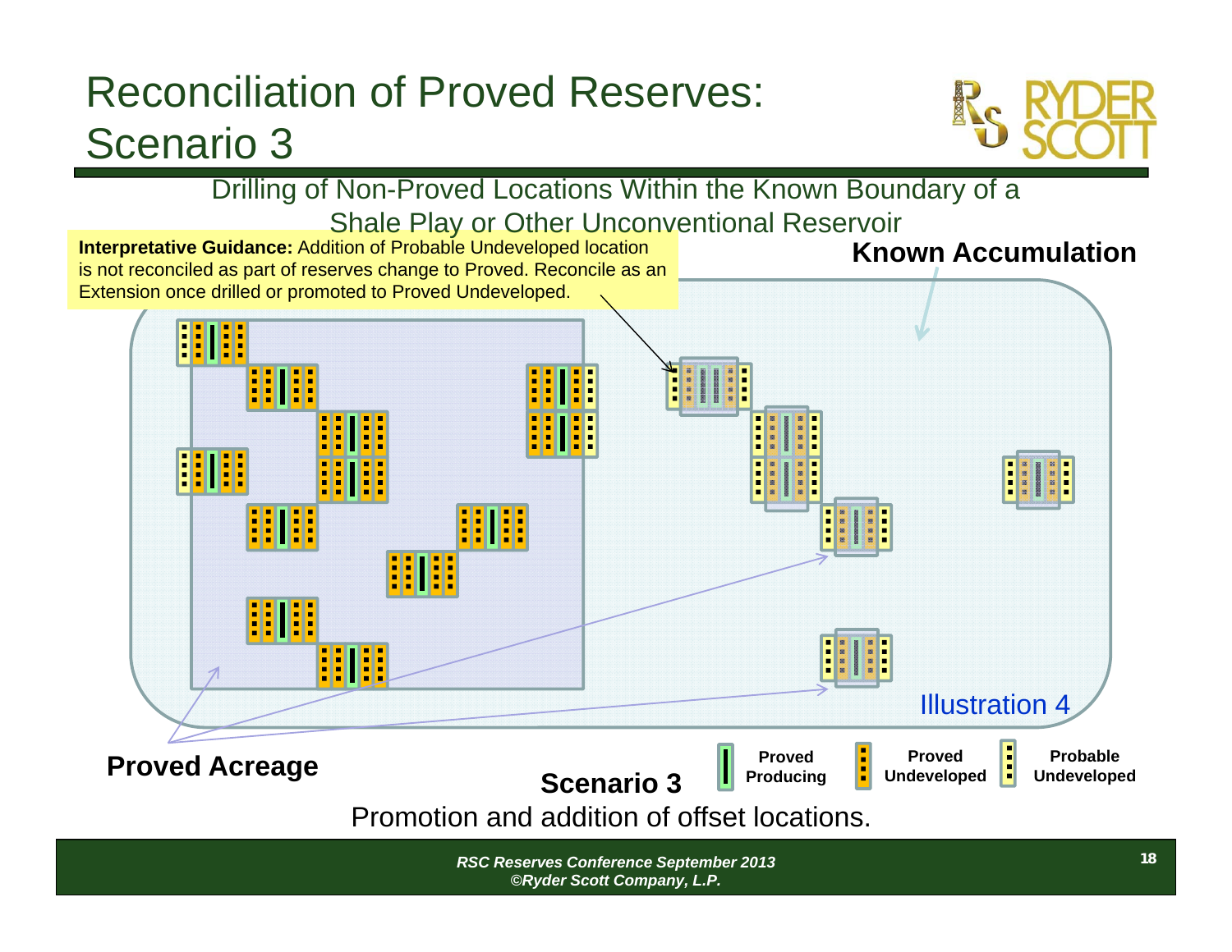# Reconciliation of Proved Reserves: Scenario 3

Drilling of Non-Proved Locations Within the Known Boundary of a Shale Play or Other Unconventional Reservoir

**Interpretative Guidance:** Addition of Probable Undeveloped location is not reconciled as part of reserves change to Proved. Reconcile as an Extension once drilled or promoted to Proved Undeveloped.

**Known Accumulation**

Illustration 4

**Proved Acreage**

**Proved Producing** | **Proved Undeveloped** | **Probable Undeveloped**

**Scenario 3**

Promotion and addition of offset locations.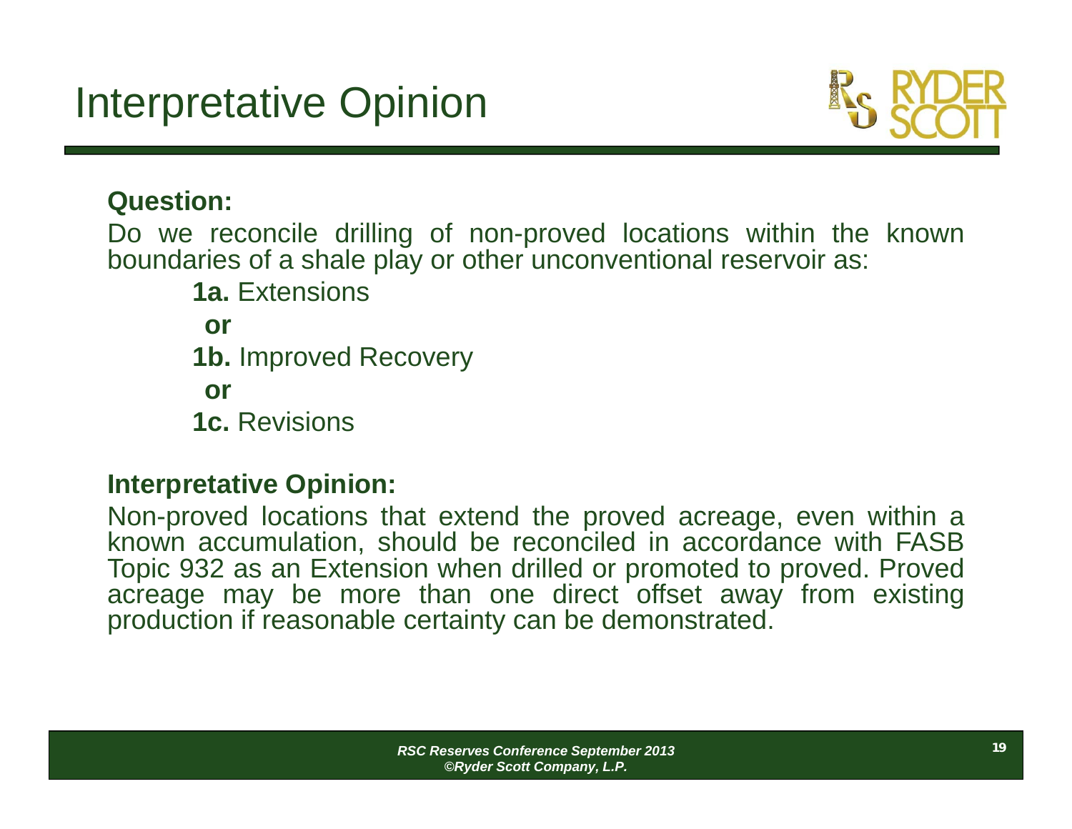# Interpretative Opinion

**Question:**

Do we reconcile drilling of non-proved locations within the known boundaries of a shale play or other unconventional reservoir as:

**1a.** Extensions

**or**

**1b.** Improved Recovery

**or**

**1c.** Revisions

**Interpretative Opinion:**

Non-proved locations that extend the proved acreage, even within a known accumulation, should be reconciled in accordance with FASB Topic 932 as an Extension when drilled or promoted to proved. Proved acreage may be more than one direct offset away from existing production if reasonable certainty can be demonstrated.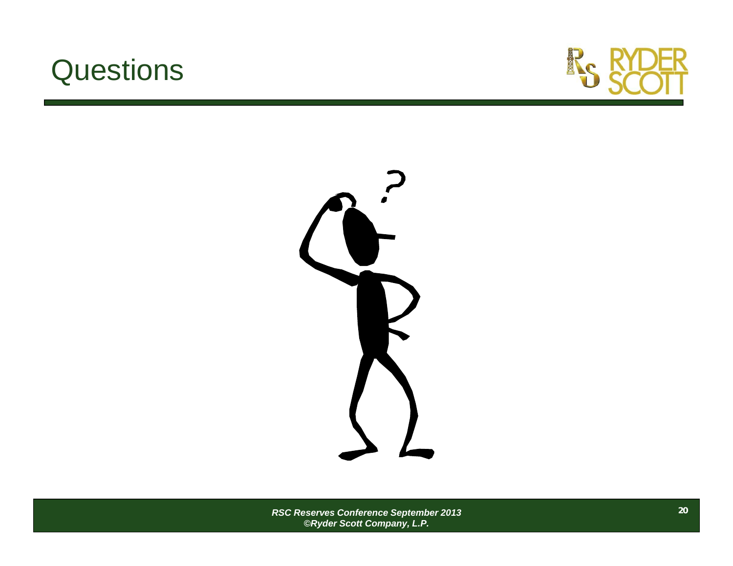# Questions